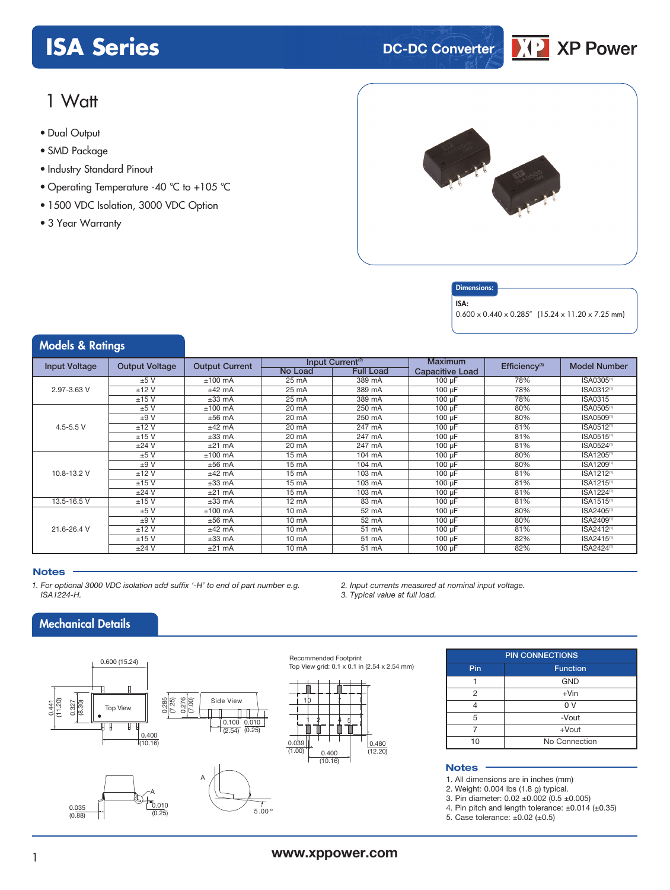# ISA Series

DC-DC Converter

XP Power

## 1 Watt

- Dual Output
- SMD Package
- Industry Standard Pinout
- Operating Temperature -40 °C to +105 °C
- 1500 VDC Isolation, 3000 VDC Option
- 3 Year Warranty

**Dimensions:**

**ISA:**
0.600 x 0.440 x 0.285" (15.24 x 11.20 x 7.25 mm)

## Models & Ratings

| Input Voltage | Output Voltage | Output Current | Input Current[2] | | Maximum Capacitive Load | Efficiency[3] | Model Number |
|---|---|---|---|---|---|---|---|
| | | | No Load | Full Load | | | |
| 2.97-3.63 V | ±5 V | ±100 mA | 25 mA | 389 mA | 100 µF | 78% | ISA0305[1] |
| | ±12 V | ±42 mA | 25 mA | 389 mA | 100 µF | 78% | ISA0312[1] |
| | ±15 V | ±33 mA | 25 mA | 389 mA | 100 µF | 78% | ISA0315 |
| 4.5-5.5 V | ±5 V | ±100 mA | 20 mA | 250 mA | 100 µF | 80% | ISA0505[1] |
| | ±9 V | ±56 mA | 20 mA | 250 mA | 100 µF | 80% | ISA0509[1] |
| | ±12 V | ±42 mA | 20 mA | 247 mA | 100 µF | 81% | ISA0512[1] |
| | ±15 V | ±33 mA | 20 mA | 247 mA | 100 µF | 81% | ISA0515[1] |
| | ±24 V | ±21 mA | 20 mA | 247 mA | 100 µF | 81% | ISA0524[1] |
| 10.8-13.2 V | ±5 V | ±100 mA | 15 mA | 104 mA | 100 µF | 80% | ISA1205[1] |
| | ±9 V | ±56 mA | 15 mA | 104 mA | 100 µF | 80% | ISA1209[1] |
| | ±12 V | ±42 mA | 15 mA | 103 mA | 100 µF | 81% | ISA1212[1] |
| | ±15 V | ±33 mA | 15 mA | 103 mA | 100 µF | 81% | ISA1215[1] |
| | ±24 V | ±21 mA | 15 mA | 103 mA | 100 µF | 81% | ISA1224[1] |
| 13.5-16.5 V | ±15 V | ±33 mA | 12 mA | 83 mA | 100 µF | 81% | ISA1515[1] |
| 21.6-26.4 V | ±5 V | ±100 mA | 10 mA | 52 mA | 100 µF | 80% | ISA2405[1] |
| | ±9 V | ±56 mA | 10 mA | 52 mA | 100 µF | 80% | ISA2409[1] |
| | ±12 V | ±42 mA | 10 mA | 51 mA | 100 µF | 81% | ISA2412[1] |
| | ±15 V | ±33 mA | 10 mA | 51 mA | 100 µF | 82% | ISA2415[1] |
| | ±24 V | ±21 mA | 10 mA | 51 mA | 100 µF | 82% | ISA2424[1] |

### Notes

1. *For optional 3000 VDC isolation add suffix '-H' to end of part number e.g. ISA1224-H.*
2. *Input currents measured at nominal input voltage.*
3. *Typical value at full load.*

## Mechanical Details

Top View: 0.600 (15.24); 0.441 (11.20); 0.327 (8.30); 0.400 (10.16)

Side View: 0.285 (7.25); 0.276 (7.00); 0.100 (2.54); 0.010 (0.25)

0.035 (0.88); 0.010 (0.25); A; 5.00°

Recommended Footprint
Top View grid: 0.1 x 0.1 in (2.54 x 2.54 mm)

0.039 (1.00); 0.400 (10.16); 0.480 (12.20)

| PIN CONNECTIONS | |
|---|---|
| **Pin** | **Function** |
| 1 | GND |
| 2 | +Vin |
| 4 | 0 V |
| 5 | -Vout |
| 7 | +Vout |
| 10 | No Connection |

### Notes

1. All dimensions are in inches (mm)
2. Weight: 0.004 lbs (1.8 g) typical.
3. Pin diameter: 0.02 ±0.002 (0.5 ±0.005)
4. Pin pitch and length tolerance: ±0.014 (±0.35)
5. Case tolerance: ±0.02 (±0.5)

www.xppower.com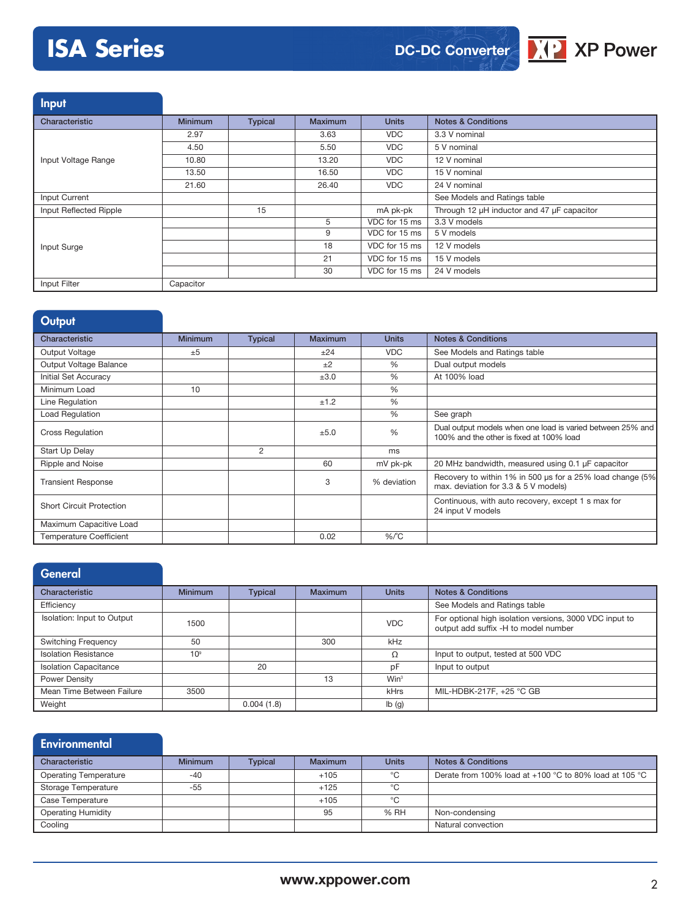# ISA Series

DC-DC Converter

## Input

| Characteristic | Minimum | Typical | Maximum | Units | Notes & Conditions |
|---|---|---|---|---|---|
| Input Voltage Range | 2.97 | | 3.63 | VDC | 3.3 V nominal |
| | 4.50 | | 5.50 | VDC | 5 V nominal |
| | 10.80 | | 13.20 | VDC | 12 V nominal |
| | 13.50 | | 16.50 | VDC | 15 V nominal |
| | 21.60 | | 26.40 | VDC | 24 V nominal |
| Input Current | | | | | See Models and Ratings table |
| Input Reflected Ripple | | 15 | | mA pk-pk | Through 12 µH inductor and 47 µF capacitor |
| Input Surge | | | 5 | VDC for 15 ms | 3.3 V models |
| | | | 9 | VDC for 15 ms | 5 V models |
| | | | 18 | VDC for 15 ms | 12 V models |
| | | | 21 | VDC for 15 ms | 15 V models |
| | | | 30 | VDC for 15 ms | 24 V models |
| Input Filter | Capacitor | | | | |

## Output

| Characteristic | Minimum | Typical | Maximum | Units | Notes & Conditions |
|---|---|---|---|---|---|
| Output Voltage | ±5 | | ±24 | VDC | See Models and Ratings table |
| Output Voltage Balance | | | ±2 | % | Dual output models |
| Initial Set Accuracy | | | ±3.0 | % | At 100% load |
| Minimum Load | 10 | | | % | |
| Line Regulation | | | ±1.2 | % | |
| Load Regulation | | | | % | See graph |
| Cross Regulation | | | ±5.0 | % | Dual output models when one load is varied between 25% and 100% and the other is fixed at 100% load |
| Start Up Delay | | 2 | | ms | |
| Ripple and Noise | | | 60 | mV pk-pk | 20 MHz bandwidth, measured using 0.1 µF capacitor |
| Transient Response | | | 3 | % deviation | Recovery to within 1% in 500 µs for a 25% load change (5% max. deviation for 3.3 & 5 V models) |
| Short Circuit Protection | | | | | Continuous, with auto recovery, except 1 s max for 24 input V models |
| Maximum Capacitive Load | | | | | |
| Temperature Coefficient | | | 0.02 | %/°C | |

## General

| Characteristic | Minimum | Typical | Maximum | Units | Notes & Conditions |
|---|---|---|---|---|---|
| Efficiency | | | | | See Models and Ratings table |
| Isolation: Input to Output | 1500 | | | VDC | For optional high isolation versions, 3000 VDC input to output add suffix -H to model number |
| Switching Frequency | 50 | | 300 | kHz | |
| Isolation Resistance | $10^9$ | | | Ω | Input to output, tested at 500 VDC |
| Isolation Capacitance | | 20 | | pF | Input to output |
| Power Density | | | 13 | $Win^3$ | |
| Mean Time Between Failure | 3500 | | | kHrs | MIL-HDBK-217F, +25 °C GB |
| Weight | | 0.004 (1.8) | | lb (g) | |

## Environmental

| Characteristic | Minimum | Typical | Maximum | Units | Notes & Conditions |
|---|---|---|---|---|---|
| Operating Temperature | -40 | | +105 | °C | Derate from 100% load at +100 °C to 80% load at 105 °C |
| Storage Temperature | -55 | | +125 | °C | |
| Case Temperature | | | +105 | °C | |
| Operating Humidity | | | 95 | % RH | Non-condensing |
| Cooling | | | | | Natural convection |

www.xppower.com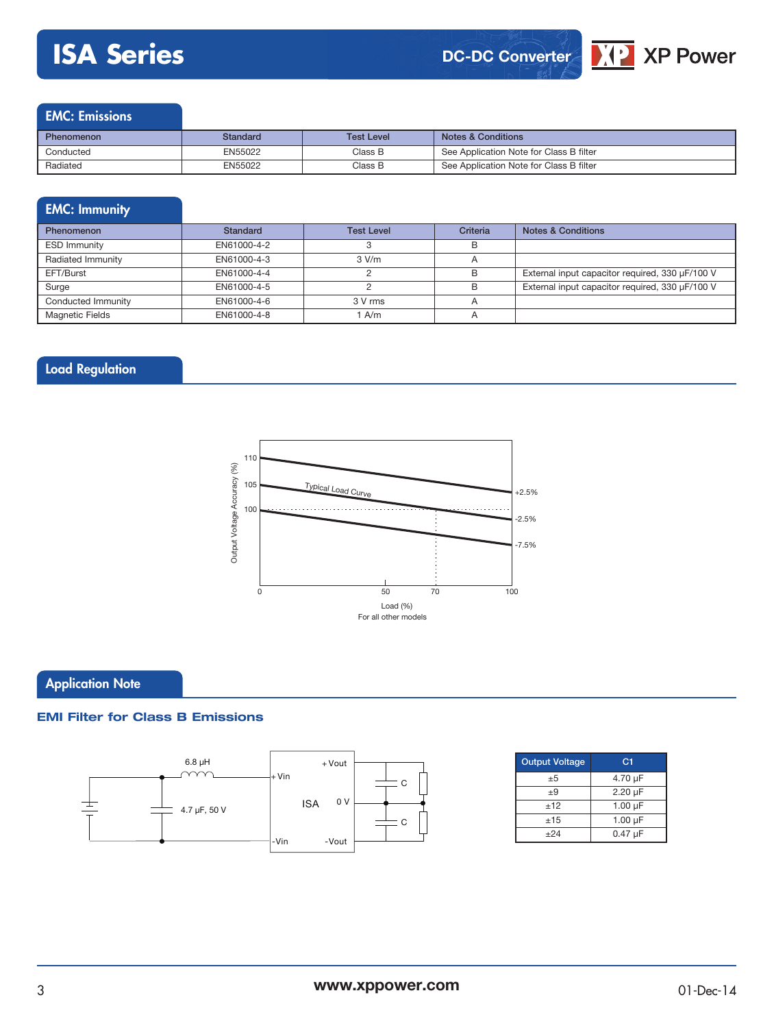## EMC: Emissions

| Phenomenon | Standard | Test Level | Notes & Conditions |
|---|---|---|---|
| Conducted | EN55022 | Class B | See Application Note for Class B filter |
| Radiated | EN55022 | Class B | See Application Note for Class B filter |

## EMC: Immunity

| Phenomenon | Standard | Test Level | Criteria | Notes & Conditions |
|---|---|---|---|---|
| ESD Immunity | EN61000-4-2 | 3 | B | |
| Radiated Immunity | EN61000-4-3 | 3 V/m | A | |
| EFT/Burst | EN61000-4-4 | 2 | B | External input capacitor required, 330 µF/100 V |
| Surge | EN61000-4-5 | 2 | B | External input capacitor required, 330 µF/100 V |
| Conducted Immunity | EN61000-4-6 | 3 V rms | A | |
| Magnetic Fields | EN61000-4-8 | 1 A/m | A | |

## Load Regulation

Output Voltage Accuracy (%)

110

105

100

Typical Load Curve

+2.5%

-2.5%

-7.5%

0 50 70 100

Load (%)

For all other models

## Application Note

### EMI Filter for Class B Emissions

6.8 µH

4.7 µF, 50 V

+Vin

-Vin

ISA

+Vout

0 V

-Vout

C

C

| Output Voltage | C1 |
|---|---|
| ±5 | 4.70 µF |
| ±9 | 2.20 µF |
| ±12 | 1.00 µF |
| ±15 | 1.00 µF |
| ±24 | 0.47 µF |